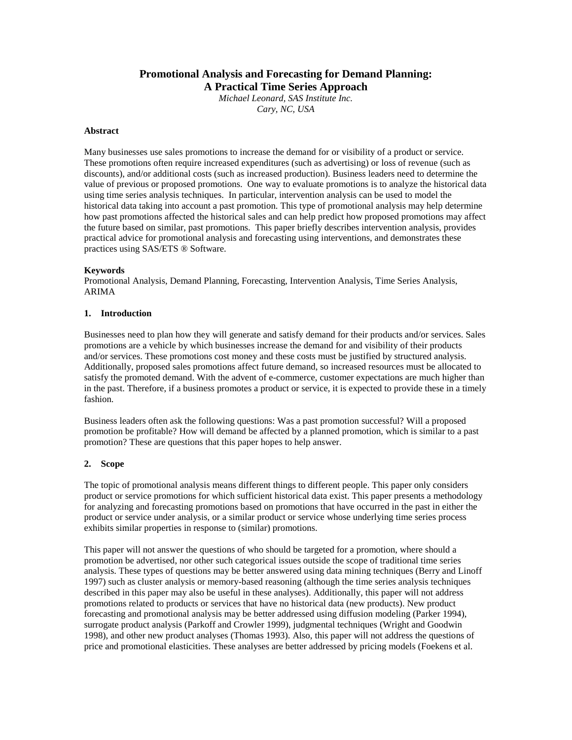# Promotional Analysis and Forecasting for Demand Planning: A Practical Time Series Approach

*Michael Leonard, SAS Institute Inc.*
*Cary, NC, USA*

**Abstract**

Many businesses use sales promotions to increase the demand for or visibility of a product or service. These promotions often require increased expenditures (such as advertising) or loss of revenue (such as discounts), and/or additional costs (such as increased production). Business leaders need to determine the value of previous or proposed promotions. One way to evaluate promotions is to analyze the historical data using time series analysis techniques. In particular, intervention analysis can be used to model the historical data taking into account a past promotion. This type of promotional analysis may help determine how past promotions affected the historical sales and can help predict how proposed promotions may affect the future based on similar, past promotions. This paper briefly describes intervention analysis, provides practical advice for promotional analysis and forecasting using interventions, and demonstrates these practices using SAS/ETS ® Software.

**Keywords**

Promotional Analysis, Demand Planning, Forecasting, Intervention Analysis, Time Series Analysis, ARIMA

## 1. Introduction

Businesses need to plan how they will generate and satisfy demand for their products and/or services. Sales promotions are a vehicle by which businesses increase the demand for and visibility of their products and/or services. These promotions cost money and these costs must be justified by structured analysis. Additionally, proposed sales promotions affect future demand, so increased resources must be allocated to satisfy the promoted demand. With the advent of e-commerce, customer expectations are much higher than in the past. Therefore, if a business promotes a product or service, it is expected to provide these in a timely fashion.

Business leaders often ask the following questions: Was a past promotion successful? Will a proposed promotion be profitable? How will demand be affected by a planned promotion, which is similar to a past promotion? These are questions that this paper hopes to help answer.

## 2. Scope

The topic of promotional analysis means different things to different people. This paper only considers product or service promotions for which sufficient historical data exist. This paper presents a methodology for analyzing and forecasting promotions based on promotions that have occurred in the past in either the product or service under analysis, or a similar product or service whose underlying time series process exhibits similar properties in response to (similar) promotions.

This paper will not answer the questions of who should be targeted for a promotion, where should a promotion be advertised, nor other such categorical issues outside the scope of traditional time series analysis. These types of questions may be better answered using data mining techniques (Berry and Linoff 1997) such as cluster analysis or memory-based reasoning (although the time series analysis techniques described in this paper may also be useful in these analyses). Additionally, this paper will not address promotions related to products or services that have no historical data (new products). New product forecasting and promotional analysis may be better addressed using diffusion modeling (Parker 1994), surrogate product analysis (Parkoff and Crowler 1999), judgmental techniques (Wright and Goodwin 1998), and other new product analyses (Thomas 1993). Also, this paper will not address the questions of price and promotional elasticities. These analyses are better addressed by pricing models (Foekens et al.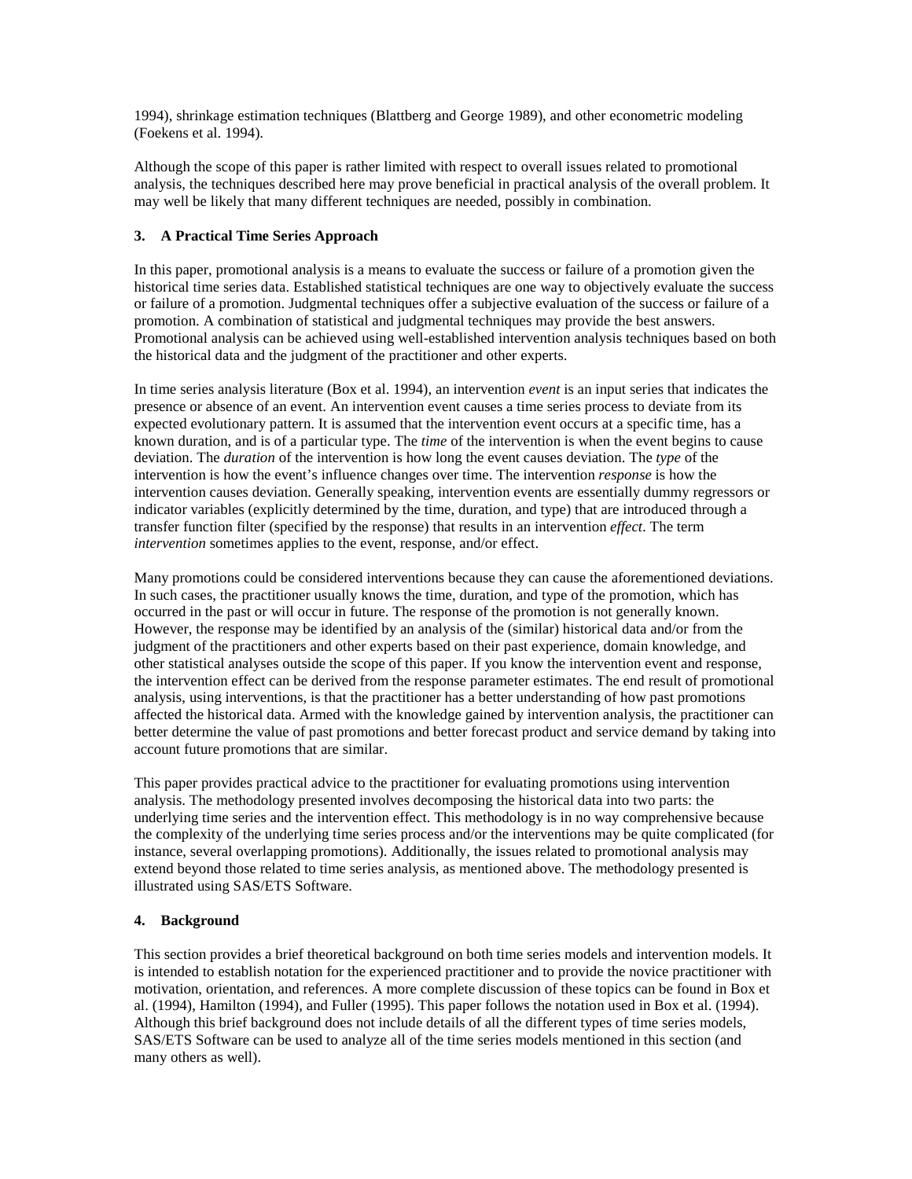1994), shrinkage estimation techniques (Blattberg and George 1989), and other econometric modeling (Foekens et al. 1994).

Although the scope of this paper is rather limited with respect to overall issues related to promotional analysis, the techniques described here may prove beneficial in practical analysis of the overall problem. It may well be likely that many different techniques are needed, possibly in combination.

## 3. A Practical Time Series Approach

In this paper, promotional analysis is a means to evaluate the success or failure of a promotion given the historical time series data. Established statistical techniques are one way to objectively evaluate the success or failure of a promotion. Judgmental techniques offer a subjective evaluation of the success or failure of a promotion. A combination of statistical and judgmental techniques may provide the best answers. Promotional analysis can be achieved using well-established intervention analysis techniques based on both the historical data and the judgment of the practitioner and other experts.

In time series analysis literature (Box et al. 1994), an intervention *event* is an input series that indicates the presence or absence of an event. An intervention event causes a time series process to deviate from its expected evolutionary pattern. It is assumed that the intervention event occurs at a specific time, has a known duration, and is of a particular type. The *time* of the intervention is when the event begins to cause deviation. The *duration* of the intervention is how long the event causes deviation. The *type* of the intervention is how the event's influence changes over time. The intervention *response* is how the intervention causes deviation. Generally speaking, intervention events are essentially dummy regressors or indicator variables (explicitly determined by the time, duration, and type) that are introduced through a transfer function filter (specified by the response) that results in an intervention *effect*. The term *intervention* sometimes applies to the event, response, and/or effect.

Many promotions could be considered interventions because they can cause the aforementioned deviations. In such cases, the practitioner usually knows the time, duration, and type of the promotion, which has occurred in the past or will occur in future. The response of the promotion is not generally known. However, the response may be identified by an analysis of the (similar) historical data and/or from the judgment of the practitioners and other experts based on their past experience, domain knowledge, and other statistical analyses outside the scope of this paper. If you know the intervention event and response, the intervention effect can be derived from the response parameter estimates. The end result of promotional analysis, using interventions, is that the practitioner has a better understanding of how past promotions affected the historical data. Armed with the knowledge gained by intervention analysis, the practitioner can better determine the value of past promotions and better forecast product and service demand by taking into account future promotions that are similar.

This paper provides practical advice to the practitioner for evaluating promotions using intervention analysis. The methodology presented involves decomposing the historical data into two parts: the underlying time series and the intervention effect. This methodology is in no way comprehensive because the complexity of the underlying time series process and/or the interventions may be quite complicated (for instance, several overlapping promotions). Additionally, the issues related to promotional analysis may extend beyond those related to time series analysis, as mentioned above. The methodology presented is illustrated using SAS/ETS Software.

## 4. Background

This section provides a brief theoretical background on both time series models and intervention models. It is intended to establish notation for the experienced practitioner and to provide the novice practitioner with motivation, orientation, and references. A more complete discussion of these topics can be found in Box et al. (1994), Hamilton (1994), and Fuller (1995). This paper follows the notation used in Box et al. (1994). Although this brief background does not include details of all the different types of time series models, SAS/ETS Software can be used to analyze all of the time series models mentioned in this section (and many others as well).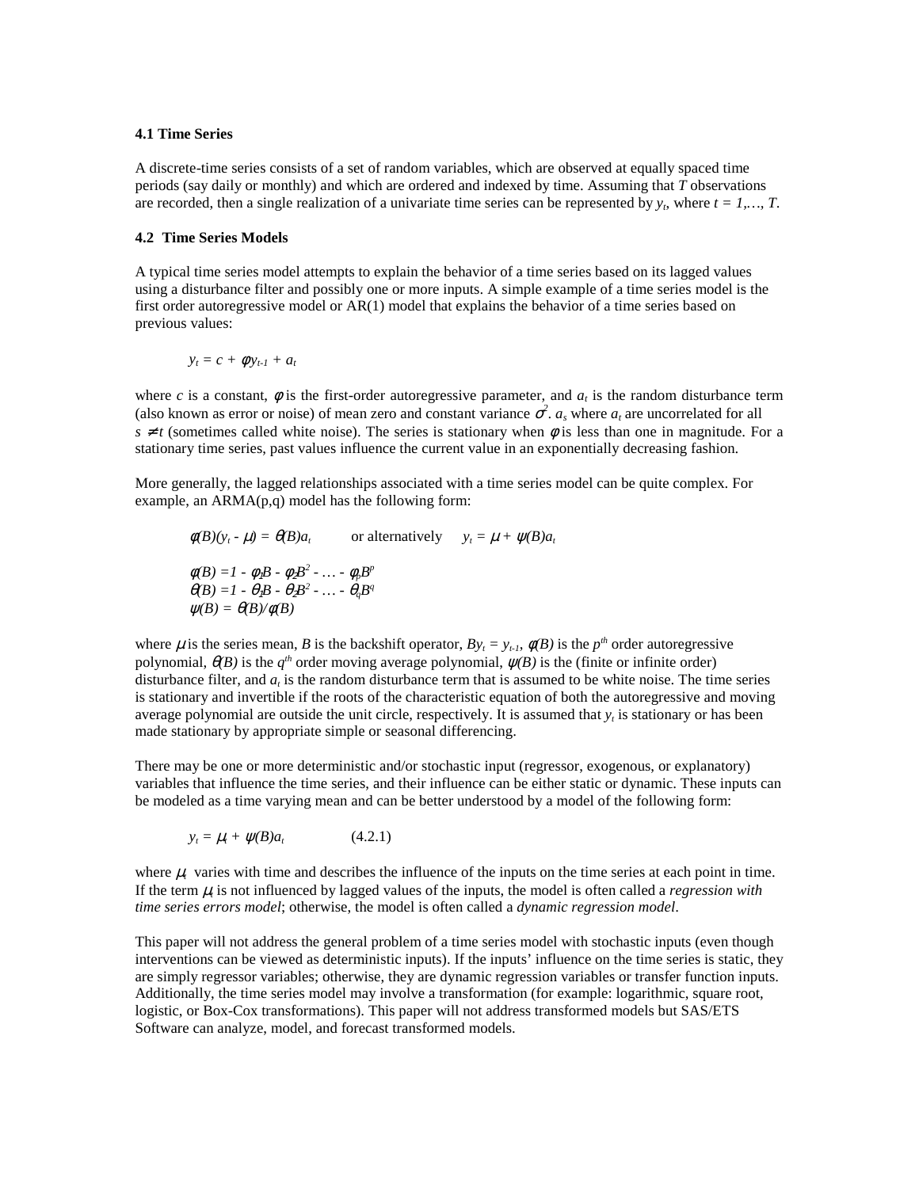### 4.1 Time Series

A discrete-time series consists of a set of random variables, which are observed at equally spaced time periods (say daily or monthly) and which are ordered and indexed by time. Assuming that $T$ observations are recorded, then a single realization of a univariate time series can be represented by $y_t$, where $t = 1,\ldots, T$.

### 4.2 Time Series Models

A typical time series model attempts to explain the behavior of a time series based on its lagged values using a disturbance filter and possibly one or more inputs. A simple example of a time series model is the first order autoregressive model or AR(1) model that explains the behavior of a time series based on previous values:

$$y_t = c + \phi y_{t-1} + a_t$$

where $c$ is a constant, $\phi$ is the first-order autoregressive parameter, and $a_t$ is the random disturbance term (also known as error or noise) of mean zero and constant variance $\sigma^2$. $a_s$ where $a_t$ are uncorrelated for all $s \neq t$ (sometimes called white noise). The series is stationary when $\phi$ is less than one in magnitude. For a stationary time series, past values influence the current value in an exponentially decreasing fashion.

More generally, the lagged relationships associated with a time series model can be quite complex. For example, an ARMA(p,q) model has the following form:

$$\phi(B)(y_t - \mu) = \theta(B)a_t \qquad \text{or alternatively} \qquad y_t = \mu + \psi(B)a_t$$

$$\phi(B) = 1 - \phi_1 B - \phi_2 B^2 - \ldots - \phi_p B^p$$
$$\theta(B) = 1 - \theta_1 B - \theta_2 B^2 - \ldots - \theta_q B^q$$
$$\psi(B) = \theta(B)/\phi(B)$$

where $\mu$ is the series mean, $B$ is the backshift operator, $By_t = y_{t-1}$, $\phi(B)$ is the $p^{th}$ order autoregressive polynomial, $\theta(B)$ is the $q^{th}$ order moving average polynomial, $\psi(B)$ is the (finite or infinite order) disturbance filter, and $a_t$ is the random disturbance term that is assumed to be white noise. The time series is stationary and invertible if the roots of the characteristic equation of both the autoregressive and moving average polynomial are outside the unit circle, respectively. It is assumed that $y_t$ is stationary or has been made stationary by appropriate simple or seasonal differencing.

There may be one or more deterministic and/or stochastic input (regressor, exogenous, or explanatory) variables that influence the time series, and their influence can be either static or dynamic. These inputs can be modeled as a time varying mean and can be better understood by a model of the following form:

$$y_t = \mu_t + \psi(B)a_t \qquad (4.2.1)$$

where $\mu_t$ varies with time and describes the influence of the inputs on the time series at each point in time. If the term $\mu_t$ is not influenced by lagged values of the inputs, the model is often called a *regression with time series errors model*; otherwise, the model is often called a *dynamic regression model*.

This paper will not address the general problem of a time series model with stochastic inputs (even though interventions can be viewed as deterministic inputs). If the inputs' influence on the time series is static, they are simply regressor variables; otherwise, they are dynamic regression variables or transfer function inputs. Additionally, the time series model may involve a transformation (for example: logarithmic, square root, logistic, or Box-Cox transformations). This paper will not address transformed models but SAS/ETS Software can analyze, model, and forecast transformed models.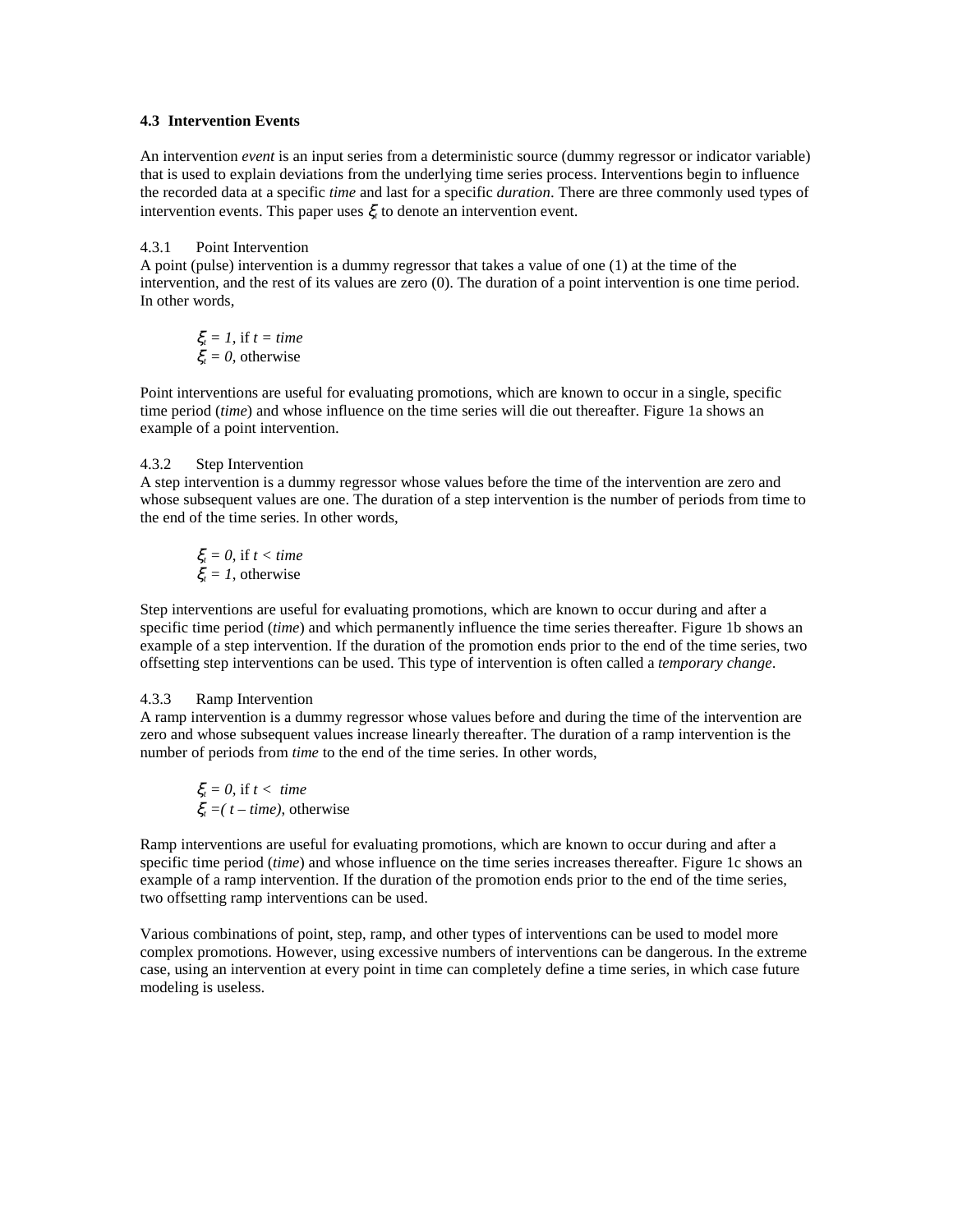### 4.3 Intervention Events

An intervention *event* is an input series from a deterministic source (dummy regressor or indicator variable) that is used to explain deviations from the underlying time series process. Interventions begin to influence the recorded data at a specific *time* and last for a specific *duration*. There are three commonly used types of intervention events. This paper uses $\xi_t$ to denote an intervention event.

#### 4.3.1 Point Intervention

A point (pulse) intervention is a dummy regressor that takes a value of one (1) at the time of the intervention, and the rest of its values are zero (0). The duration of a point intervention is one time period. In other words,

$\xi_t = 1$, if $t = time$
$\xi_t = 0$, otherwise

Point interventions are useful for evaluating promotions, which are known to occur in a single, specific time period (*time*) and whose influence on the time series will die out thereafter. Figure 1a shows an example of a point intervention.

#### 4.3.2 Step Intervention

A step intervention is a dummy regressor whose values before the time of the intervention are zero and whose subsequent values are one. The duration of a step intervention is the number of periods from time to the end of the time series. In other words,

$\xi_t = 0$, if $t < time$
$\xi_t = 1$, otherwise

Step interventions are useful for evaluating promotions, which are known to occur during and after a specific time period (*time*) and which permanently influence the time series thereafter. Figure 1b shows an example of a step intervention. If the duration of the promotion ends prior to the end of the time series, two offsetting step interventions can be used. This type of intervention is often called a *temporary change*.

#### 4.3.3 Ramp Intervention

A ramp intervention is a dummy regressor whose values before and during the time of the intervention are zero and whose subsequent values increase linearly thereafter. The duration of a ramp intervention is the number of periods from *time* to the end of the time series. In other words,

$\xi_t = 0$, if $t < time$
$\xi_t = (t - time)$, otherwise

Ramp interventions are useful for evaluating promotions, which are known to occur during and after a specific time period (*time*) and whose influence on the time series increases thereafter. Figure 1c shows an example of a ramp intervention. If the duration of the promotion ends prior to the end of the time series, two offsetting ramp interventions can be used.

Various combinations of point, step, ramp, and other types of interventions can be used to model more complex promotions. However, using excessive numbers of interventions can be dangerous. In the extreme case, using an intervention at every point in time can completely define a time series, in which case future modeling is useless.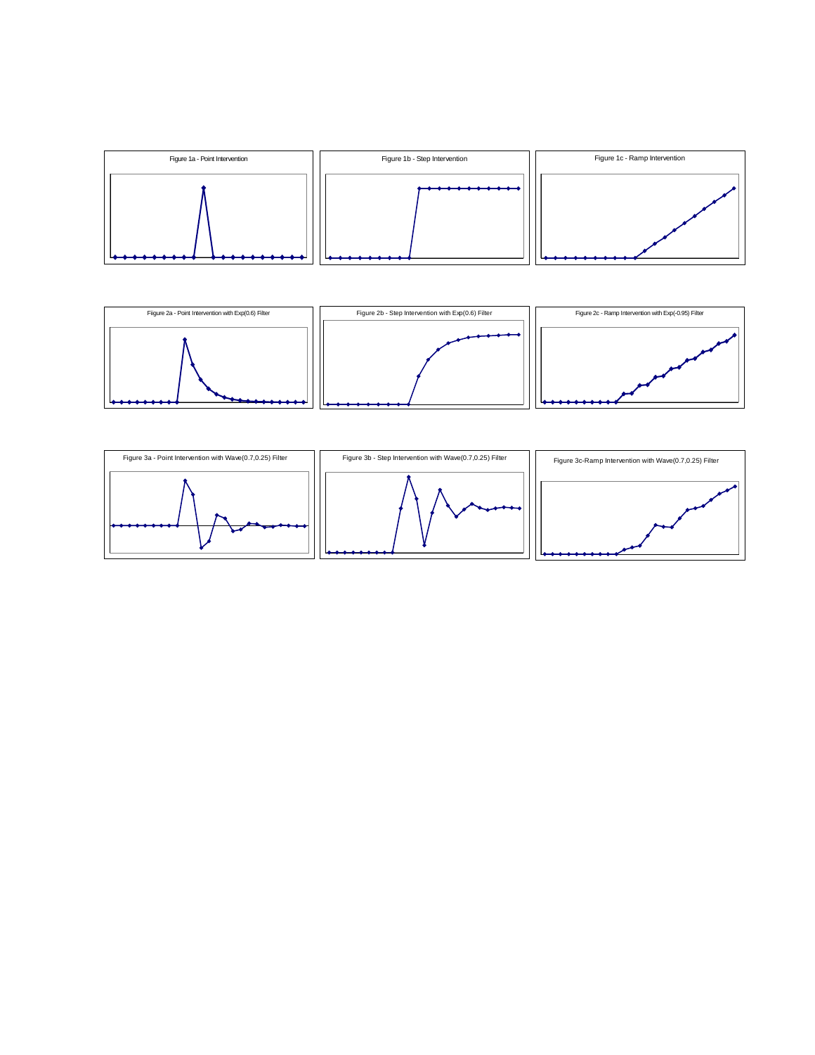Figure 1a - Point Intervention

Figure 1b - Step Intervention

Figure 1c - Ramp Intervention

Fiigure 2a - Point Intervention with Exp(0.6) Filter

Figure 2b - Step Intervention with Exp(0.6) Filter

Figure 2c - Ramp Intervention with Exp(-0.95) Filter

Figure 3a - Point Intervention with Wave(0.7,0.25) Filter

Figure 3b - Step Intervention with Wave(0.7,0.25) Filter

Figure 3c-Ramp Intervention with Wave(0.7,0.25) Filter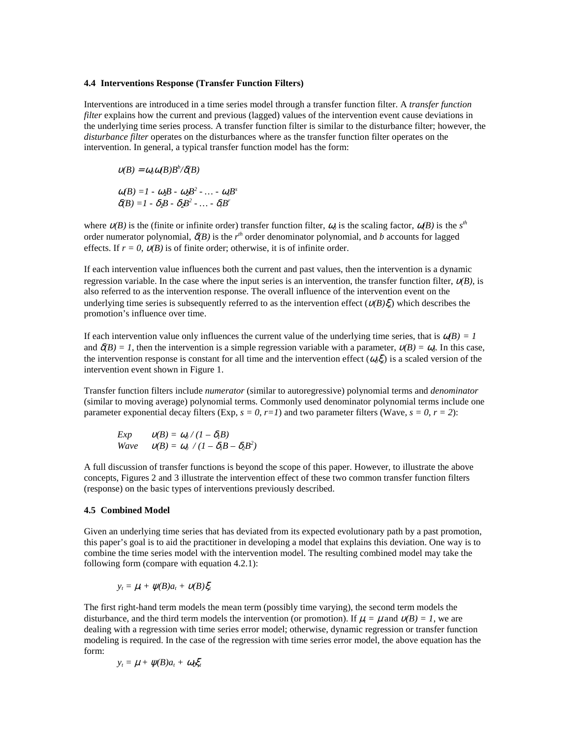### 4.4 Interventions Response (Transfer Function Filters)

Interventions are introduced in a time series model through a transfer function filter. A *transfer function filter* explains how the current and previous (lagged) values of the intervention event cause deviations in the underlying time series process. A transfer function filter is similar to the disturbance filter; however, the *disturbance filter* operates on the disturbances where as the transfer function filter operates on the intervention. In general, a typical transfer function model has the form:

$$\upsilon(B) = \omega_0 \omega(B) B^b / \delta(B)$$

$$\omega(B) = 1 - \omega_1 B - \omega_2 B^2 - \ldots - \omega_s B^s$$
$$\delta(B) = 1 - \delta_1 B - \delta_2 B^2 - \ldots - \delta_r B^r$$

where $\upsilon(B)$ is the (finite or infinite order) transfer function filter, $\omega_0$ is the scaling factor, $\omega(B)$ is the $s^{th}$ order numerator polynomial, $\delta(B)$ is the $r^{th}$ order denominator polynomial, and $b$ accounts for lagged effects. If $r = 0$, $\upsilon(B)$ is of finite order; otherwise, it is of infinite order.

If each intervention value influences both the current and past values, then the intervention is a dynamic regression variable. In the case where the input series is an intervention, the transfer function filter, $\upsilon(B)$, is also referred to as the intervention response. The overall influence of the intervention event on the underlying time series is subsequently referred to as the intervention effect ($\upsilon(B)\xi_t$) which describes the promotion's influence over time.

If each intervention value only influences the current value of the underlying time series, that is $\omega(B) = 1$ and $\delta(B) = 1$, then the intervention is a simple regression variable with a parameter, $\upsilon(B) = \omega_0$. In this case, the intervention response is constant for all time and the intervention effect ($\omega_0\xi_t$) is a scaled version of the intervention event shown in Figure 1.

Transfer function filters include *numerator* (similar to autoregressive) polynomial terms and *denominator* (similar to moving average) polynomial terms. Commonly used denominator polynomial terms include one parameter exponential decay filters (Exp, $s = 0$, $r=1$) and two parameter filters (Wave, $s = 0$, $r = 2$):

*Exp* $\quad \upsilon(B) = \omega_0 / (1 - \delta_1 B)$
*Wave* $\quad \upsilon(B) = \omega_0 / (1 - \delta_1 B - \delta_2 B^2)$

A full discussion of transfer functions is beyond the scope of this paper. However, to illustrate the above concepts, Figures 2 and 3 illustrate the intervention effect of these two common transfer function filters (response) on the basic types of interventions previously described.

### 4.5 Combined Model

Given an underlying time series that has deviated from its expected evolutionary path by a past promotion, this paper's goal is to aid the practitioner in developing a model that explains this deviation. One way is to combine the time series model with the intervention model. The resulting combined model may take the following form (compare with equation 4.2.1):

$$y_t = \mu_t + \psi(B)a_t + \upsilon(B)\xi_t$$

The first right-hand term models the mean term (possibly time varying), the second term models the disturbance, and the third term models the intervention (or promotion). If $\mu_t = \mu$ and $\upsilon(B) = 1$, we are dealing with a regression with time series error model; otherwise, dynamic regression or transfer function modeling is required. In the case of the regression with time series error model, the above equation has the form:

$$y_t = \mu + \psi(B)a_t + \omega_0\xi_t$$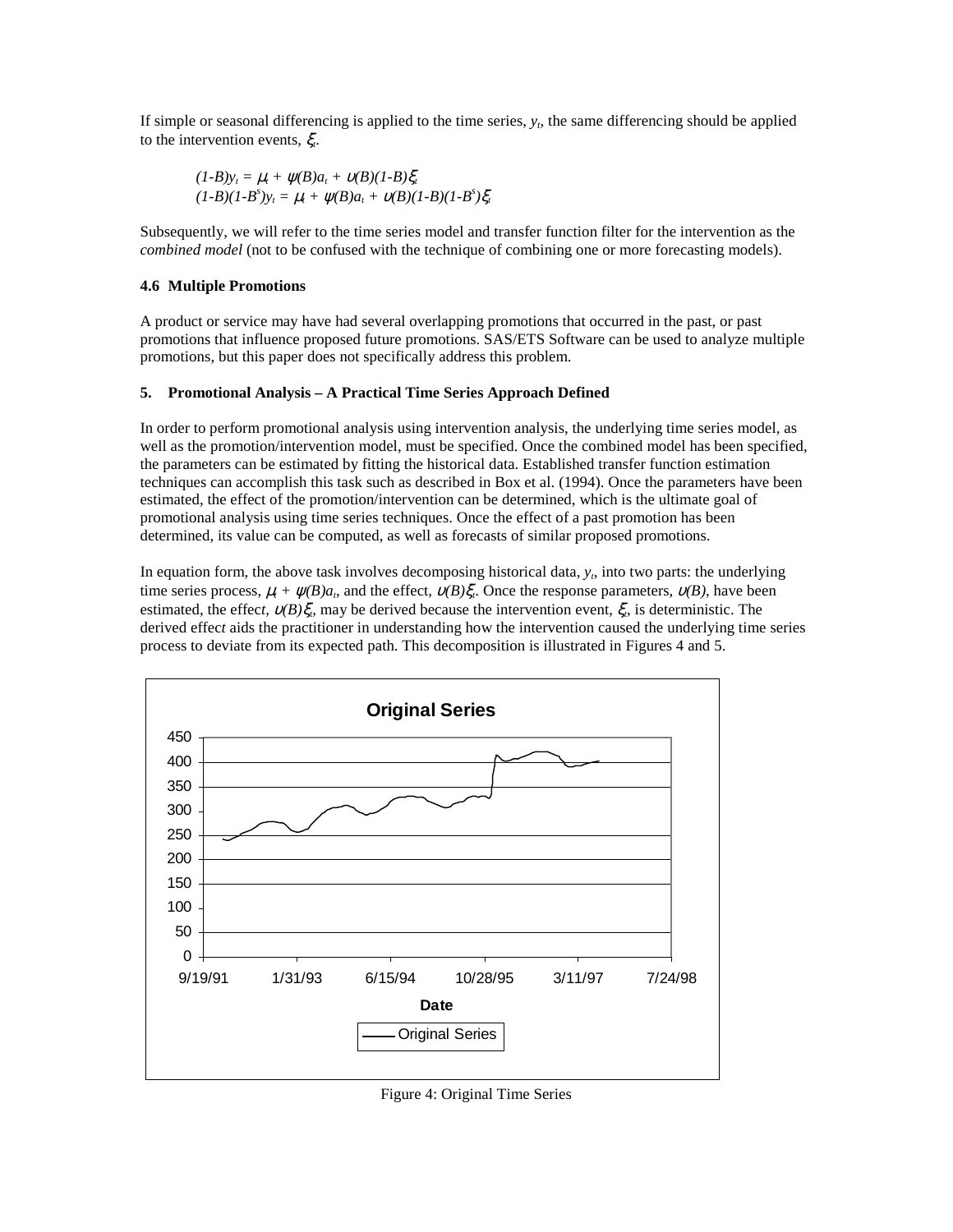If simple or seasonal differencing is applied to the time series, $y_t$, the same differencing should be applied to the intervention events, $\xi_t$.

$$(1-B)y_t = \mu_t + \psi(B)a_t + \upsilon(B)(1-B)\xi_t$$
$$(1-B)(1-B^s)y_t = \mu_t + \psi(B)a_t + \upsilon(B)(1-B)(1-B^s)\xi_t$$

Subsequently, we will refer to the time series model and transfer function filter for the intervention as the *combined model* (not to be confused with the technique of combining one or more forecasting models).

### 4.6 Multiple Promotions

A product or service may have had several overlapping promotions that occurred in the past, or past promotions that influence proposed future promotions. SAS/ETS Software can be used to analyze multiple promotions, but this paper does not specifically address this problem.

## 5. Promotional Analysis – A Practical Time Series Approach Defined

In order to perform promotional analysis using intervention analysis, the underlying time series model, as well as the promotion/intervention model, must be specified. Once the combined model has been specified, the parameters can be estimated by fitting the historical data. Established transfer function estimation techniques can accomplish this task such as described in Box et al. (1994). Once the parameters have been estimated, the effect of the promotion/intervention can be determined, which is the ultimate goal of promotional analysis using time series techniques. Once the effect of a past promotion has been determined, its value can be computed, as well as forecasts of similar proposed promotions.

In equation form, the above task involves decomposing historical data, $y_t$, into two parts: the underlying time series process, $\mu_t + \psi(B)a_t$, and the effect, $\upsilon(B)\xi_t$. Once the response parameters, $\upsilon(B)$, have been estimated, the effect, $\upsilon(B)\xi_t$, may be derived because the intervention event, $\xi_t$, is deterministic. The derived effect aids the practitioner in understanding how the intervention caused the underlying time series process to deviate from its expected path. This decomposition is illustrated in Figures 4 and 5.

Figure 4: Original Time Series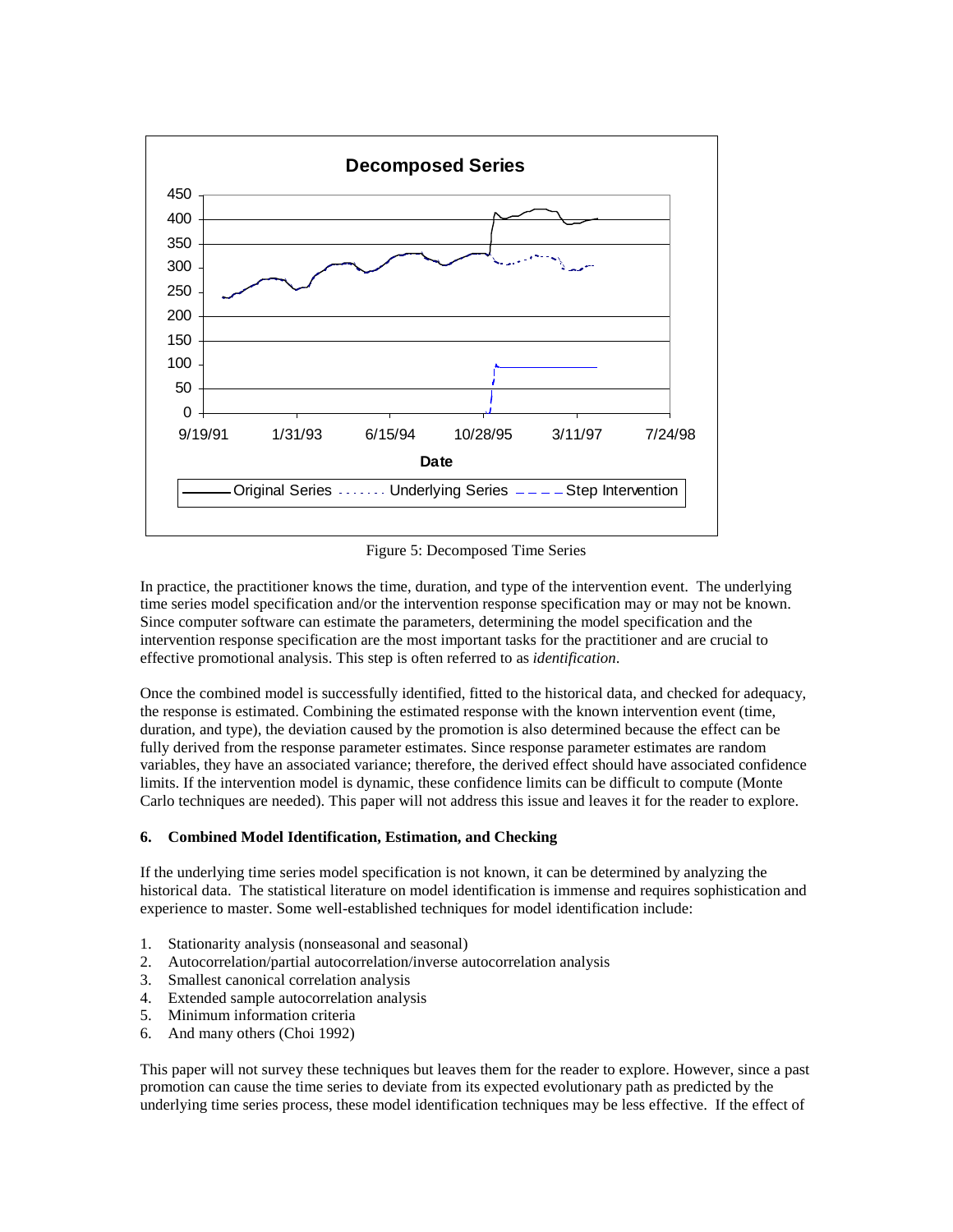Figure 5: Decomposed Time Series

In practice, the practitioner knows the time, duration, and type of the intervention event. The underlying time series model specification and/or the intervention response specification may or may not be known. Since computer software can estimate the parameters, determining the model specification and the intervention response specification are the most important tasks for the practitioner and are crucial to effective promotional analysis. This step is often referred to as *identification*.

Once the combined model is successfully identified, fitted to the historical data, and checked for adequacy, the response is estimated. Combining the estimated response with the known intervention event (time, duration, and type), the deviation caused by the promotion is also determined because the effect can be fully derived from the response parameter estimates. Since response parameter estimates are random variables, they have an associated variance; therefore, the derived effect should have associated confidence limits. If the intervention model is dynamic, these confidence limits can be difficult to compute (Monte Carlo techniques are needed). This paper will not address this issue and leaves it for the reader to explore.

**6. Combined Model Identification, Estimation, and Checking**

If the underlying time series model specification is not known, it can be determined by analyzing the historical data. The statistical literature on model identification is immense and requires sophistication and experience to master. Some well-established techniques for model identification include:

1. Stationarity analysis (nonseasonal and seasonal)
2. Autocorrelation/partial autocorrelation/inverse autocorrelation analysis
3. Smallest canonical correlation analysis
4. Extended sample autocorrelation analysis
5. Minimum information criteria
6. And many others (Choi 1992)

This paper will not survey these techniques but leaves them for the reader to explore. However, since a past promotion can cause the time series to deviate from its expected evolutionary path as predicted by the underlying time series process, these model identification techniques may be less effective. If the effect of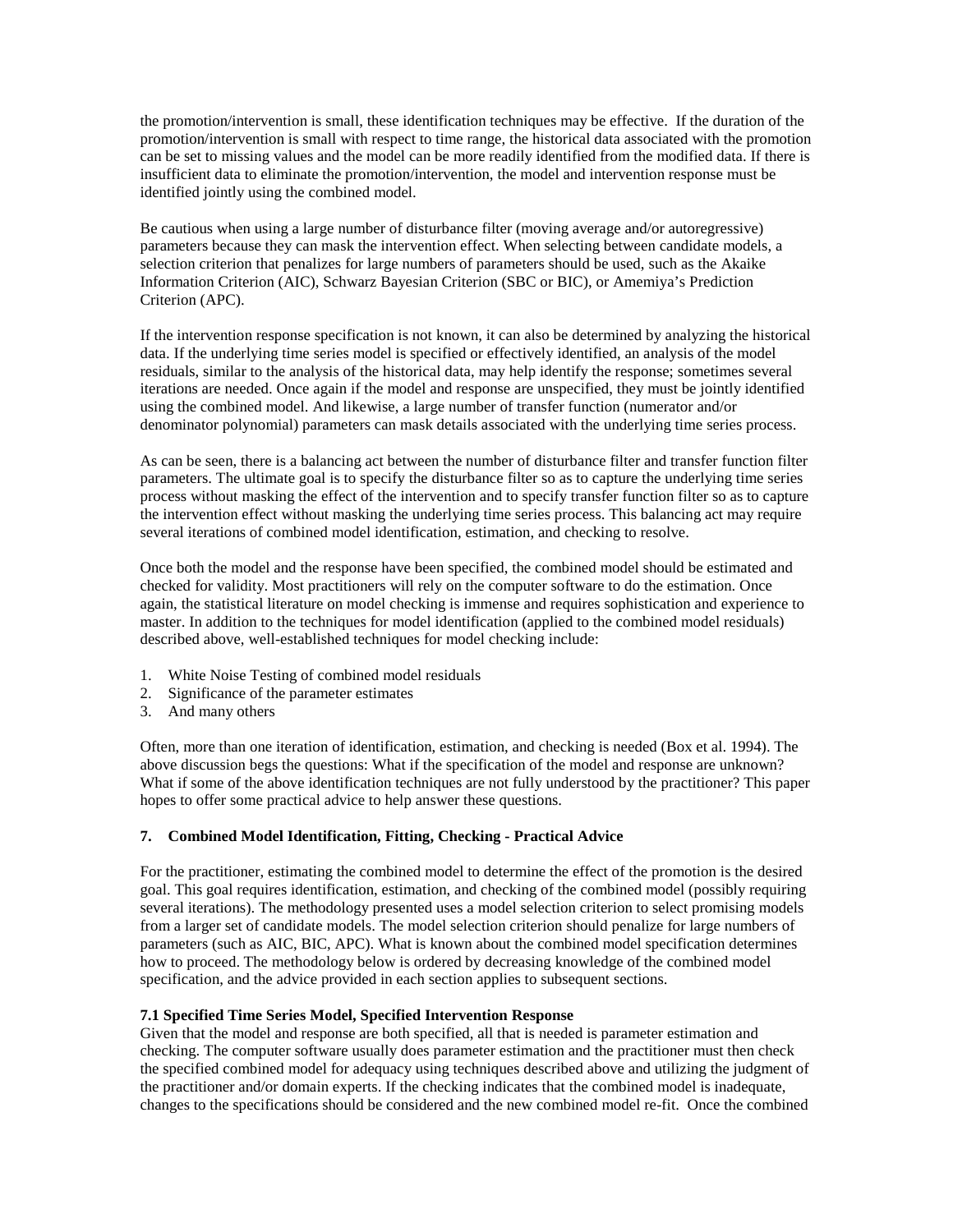the promotion/intervention is small, these identification techniques may be effective. If the duration of the promotion/intervention is small with respect to time range, the historical data associated with the promotion can be set to missing values and the model can be more readily identified from the modified data. If there is insufficient data to eliminate the promotion/intervention, the model and intervention response must be identified jointly using the combined model.

Be cautious when using a large number of disturbance filter (moving average and/or autoregressive) parameters because they can mask the intervention effect. When selecting between candidate models, a selection criterion that penalizes for large numbers of parameters should be used, such as the Akaike Information Criterion (AIC), Schwarz Bayesian Criterion (SBC or BIC), or Amemiya's Prediction Criterion (APC).

If the intervention response specification is not known, it can also be determined by analyzing the historical data. If the underlying time series model is specified or effectively identified, an analysis of the model residuals, similar to the analysis of the historical data, may help identify the response; sometimes several iterations are needed. Once again if the model and response are unspecified, they must be jointly identified using the combined model. And likewise, a large number of transfer function (numerator and/or denominator polynomial) parameters can mask details associated with the underlying time series process.

As can be seen, there is a balancing act between the number of disturbance filter and transfer function filter parameters. The ultimate goal is to specify the disturbance filter so as to capture the underlying time series process without masking the effect of the intervention and to specify transfer function filter so as to capture the intervention effect without masking the underlying time series process. This balancing act may require several iterations of combined model identification, estimation, and checking to resolve.

Once both the model and the response have been specified, the combined model should be estimated and checked for validity. Most practitioners will rely on the computer software to do the estimation. Once again, the statistical literature on model checking is immense and requires sophistication and experience to master. In addition to the techniques for model identification (applied to the combined model residuals) described above, well-established techniques for model checking include:

1. White Noise Testing of combined model residuals
2. Significance of the parameter estimates
3. And many others

Often, more than one iteration of identification, estimation, and checking is needed (Box et al. 1994). The above discussion begs the questions: What if the specification of the model and response are unknown? What if some of the above identification techniques are not fully understood by the practitioner? This paper hopes to offer some practical advice to help answer these questions.

## 7. Combined Model Identification, Fitting, Checking - Practical Advice

For the practitioner, estimating the combined model to determine the effect of the promotion is the desired goal. This goal requires identification, estimation, and checking of the combined model (possibly requiring several iterations). The methodology presented uses a model selection criterion to select promising models from a larger set of candidate models. The model selection criterion should penalize for large numbers of parameters (such as AIC, BIC, APC). What is known about the combined model specification determines how to proceed. The methodology below is ordered by decreasing knowledge of the combined model specification, and the advice provided in each section applies to subsequent sections.

### 7.1 Specified Time Series Model, Specified Intervention Response

Given that the model and response are both specified, all that is needed is parameter estimation and checking. The computer software usually does parameter estimation and the practitioner must then check the specified combined model for adequacy using techniques described above and utilizing the judgment of the practitioner and/or domain experts. If the checking indicates that the combined model is inadequate, changes to the specifications should be considered and the new combined model re-fit. Once the combined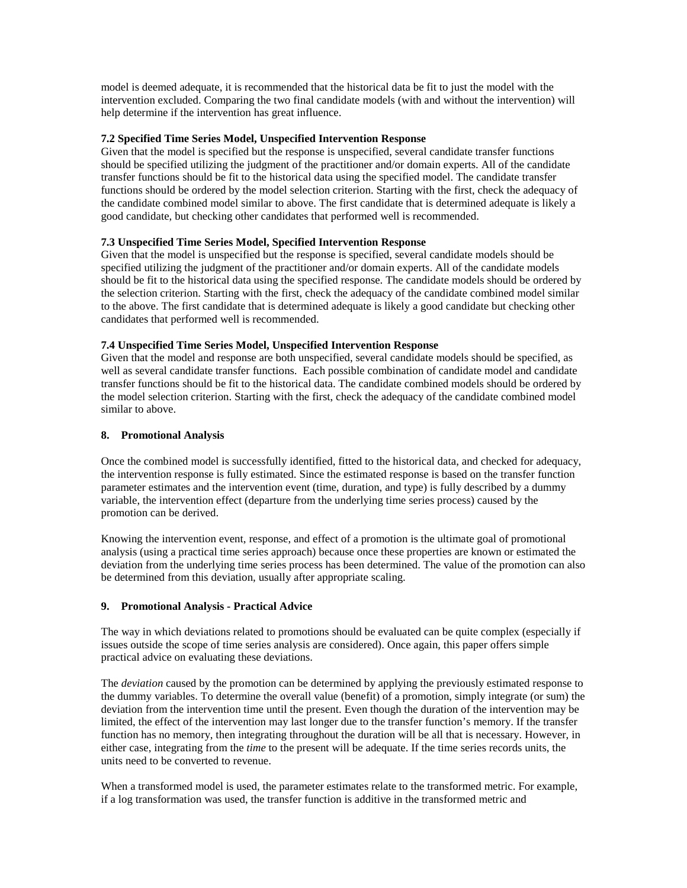model is deemed adequate, it is recommended that the historical data be fit to just the model with the intervention excluded. Comparing the two final candidate models (with and without the intervention) will help determine if the intervention has great influence.

### 7.2 Specified Time Series Model, Unspecified Intervention Response

Given that the model is specified but the response is unspecified, several candidate transfer functions should be specified utilizing the judgment of the practitioner and/or domain experts. All of the candidate transfer functions should be fit to the historical data using the specified model. The candidate transfer functions should be ordered by the model selection criterion. Starting with the first, check the adequacy of the candidate combined model similar to above. The first candidate that is determined adequate is likely a good candidate, but checking other candidates that performed well is recommended.

### 7.3 Unspecified Time Series Model, Specified Intervention Response

Given that the model is unspecified but the response is specified, several candidate models should be specified utilizing the judgment of the practitioner and/or domain experts. All of the candidate models should be fit to the historical data using the specified response. The candidate models should be ordered by the selection criterion. Starting with the first, check the adequacy of the candidate combined model similar to the above. The first candidate that is determined adequate is likely a good candidate but checking other candidates that performed well is recommended.

### 7.4 Unspecified Time Series Model, Unspecified Intervention Response

Given that the model and response are both unspecified, several candidate models should be specified, as well as several candidate transfer functions. Each possible combination of candidate model and candidate transfer functions should be fit to the historical data. The candidate combined models should be ordered by the model selection criterion. Starting with the first, check the adequacy of the candidate combined model similar to above.

## 8. Promotional Analysis

Once the combined model is successfully identified, fitted to the historical data, and checked for adequacy, the intervention response is fully estimated. Since the estimated response is based on the transfer function parameter estimates and the intervention event (time, duration, and type) is fully described by a dummy variable, the intervention effect (departure from the underlying time series process) caused by the promotion can be derived.

Knowing the intervention event, response, and effect of a promotion is the ultimate goal of promotional analysis (using a practical time series approach) because once these properties are known or estimated the deviation from the underlying time series process has been determined. The value of the promotion can also be determined from this deviation, usually after appropriate scaling.

## 9. Promotional Analysis - Practical Advice

The way in which deviations related to promotions should be evaluated can be quite complex (especially if issues outside the scope of time series analysis are considered). Once again, this paper offers simple practical advice on evaluating these deviations.

The *deviation* caused by the promotion can be determined by applying the previously estimated response to the dummy variables. To determine the overall value (benefit) of a promotion, simply integrate (or sum) the deviation from the intervention time until the present. Even though the duration of the intervention may be limited, the effect of the intervention may last longer due to the transfer function's memory. If the transfer function has no memory, then integrating throughout the duration will be all that is necessary. However, in either case, integrating from the *time* to the present will be adequate. If the time series records units, the units need to be converted to revenue.

When a transformed model is used, the parameter estimates relate to the transformed metric. For example, if a log transformation was used, the transfer function is additive in the transformed metric and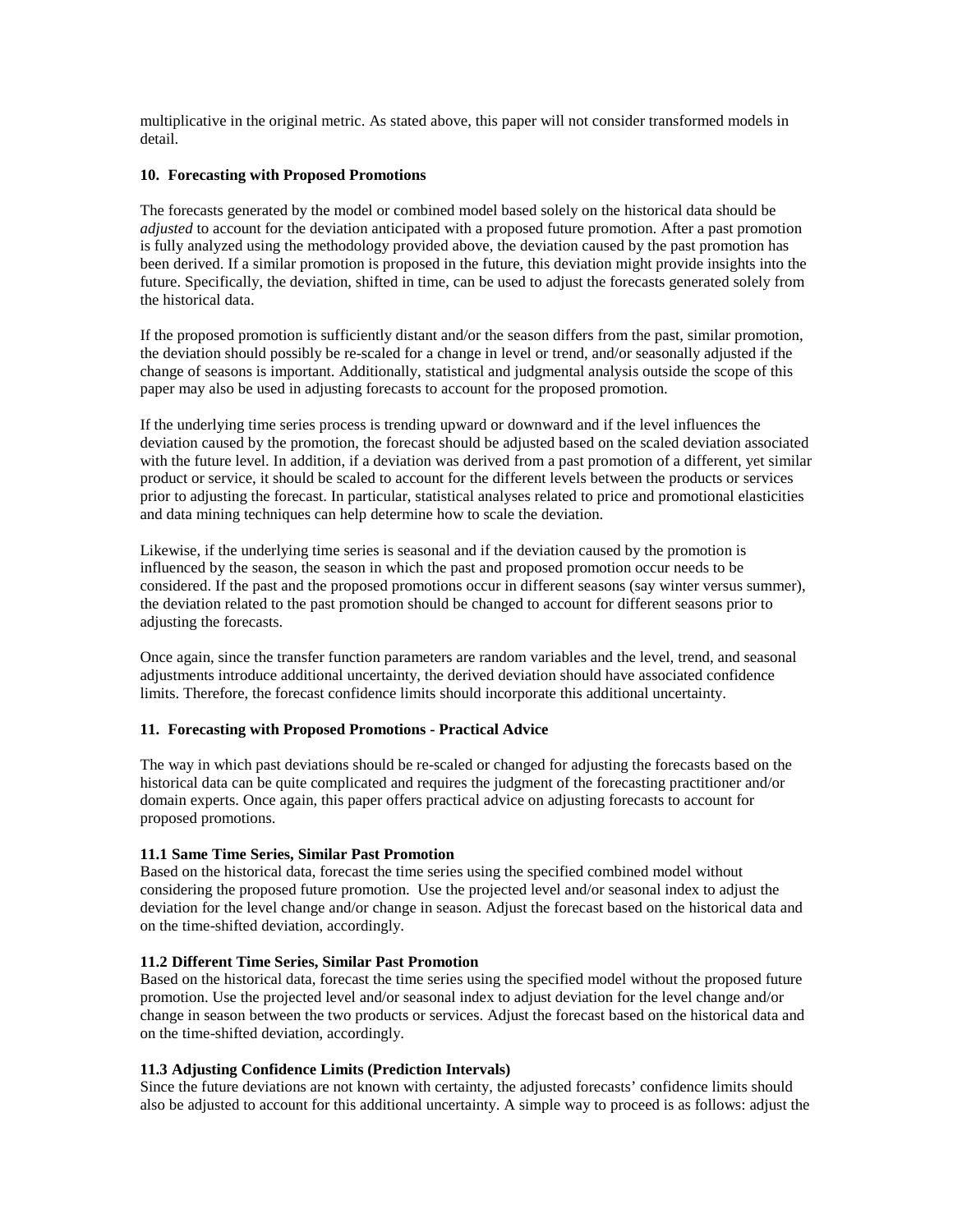multiplicative in the original metric. As stated above, this paper will not consider transformed models in detail.

## 10. Forecasting with Proposed Promotions

The forecasts generated by the model or combined model based solely on the historical data should be *adjusted* to account for the deviation anticipated with a proposed future promotion. After a past promotion is fully analyzed using the methodology provided above, the deviation caused by the past promotion has been derived. If a similar promotion is proposed in the future, this deviation might provide insights into the future. Specifically, the deviation, shifted in time, can be used to adjust the forecasts generated solely from the historical data.

If the proposed promotion is sufficiently distant and/or the season differs from the past, similar promotion, the deviation should possibly be re-scaled for a change in level or trend, and/or seasonally adjusted if the change of seasons is important. Additionally, statistical and judgmental analysis outside the scope of this paper may also be used in adjusting forecasts to account for the proposed promotion.

If the underlying time series process is trending upward or downward and if the level influences the deviation caused by the promotion, the forecast should be adjusted based on the scaled deviation associated with the future level. In addition, if a deviation was derived from a past promotion of a different, yet similar product or service, it should be scaled to account for the different levels between the products or services prior to adjusting the forecast. In particular, statistical analyses related to price and promotional elasticities and data mining techniques can help determine how to scale the deviation.

Likewise, if the underlying time series is seasonal and if the deviation caused by the promotion is influenced by the season, the season in which the past and proposed promotion occur needs to be considered. If the past and the proposed promotions occur in different seasons (say winter versus summer), the deviation related to the past promotion should be changed to account for different seasons prior to adjusting the forecasts.

Once again, since the transfer function parameters are random variables and the level, trend, and seasonal adjustments introduce additional uncertainty, the derived deviation should have associated confidence limits. Therefore, the forecast confidence limits should incorporate this additional uncertainty.

## 11. Forecasting with Proposed Promotions - Practical Advice

The way in which past deviations should be re-scaled or changed for adjusting the forecasts based on the historical data can be quite complicated and requires the judgment of the forecasting practitioner and/or domain experts. Once again, this paper offers practical advice on adjusting forecasts to account for proposed promotions.

### 11.1 Same Time Series, Similar Past Promotion

Based on the historical data, forecast the time series using the specified combined model without considering the proposed future promotion. Use the projected level and/or seasonal index to adjust the deviation for the level change and/or change in season. Adjust the forecast based on the historical data and on the time-shifted deviation, accordingly.

### 11.2 Different Time Series, Similar Past Promotion

Based on the historical data, forecast the time series using the specified model without the proposed future promotion. Use the projected level and/or seasonal index to adjust deviation for the level change and/or change in season between the two products or services. Adjust the forecast based on the historical data and on the time-shifted deviation, accordingly.

### 11.3 Adjusting Confidence Limits (Prediction Intervals)

Since the future deviations are not known with certainty, the adjusted forecasts' confidence limits should also be adjusted to account for this additional uncertainty. A simple way to proceed is as follows: adjust the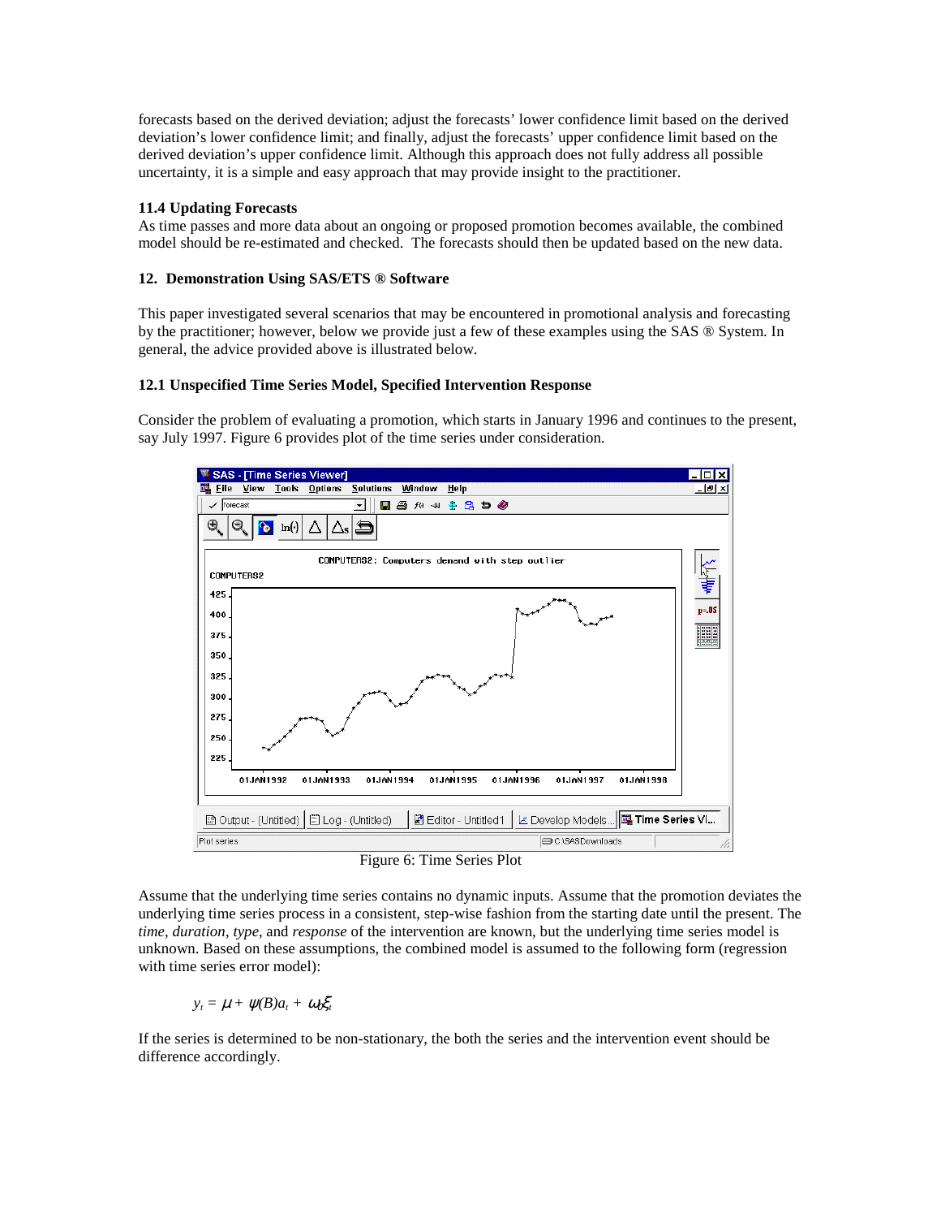forecasts based on the derived deviation; adjust the forecasts' lower confidence limit based on the derived deviation's lower confidence limit; and finally, adjust the forecasts' upper confidence limit based on the derived deviation's upper confidence limit. Although this approach does not fully address all possible uncertainty, it is a simple and easy approach that may provide insight to the practitioner.

### 11.4 Updating Forecasts

As time passes and more data about an ongoing or proposed promotion becomes available, the combined model should be re-estimated and checked. The forecasts should then be updated based on the new data.

## 12. Demonstration Using SAS/ETS ® Software

This paper investigated several scenarios that may be encountered in promotional analysis and forecasting by the practitioner; however, below we provide just a few of these examples using the SAS ® System. In general, the advice provided above is illustrated below.

### 12.1 Unspecified Time Series Model, Specified Intervention Response

Consider the problem of evaluating a promotion, which starts in January 1996 and continues to the present, say July 1997. Figure 6 provides plot of the time series under consideration.

Figure 6: Time Series Plot

Assume that the underlying time series contains no dynamic inputs. Assume that the promotion deviates the underlying time series process in a consistent, step-wise fashion from the starting date until the present. The *time*, *duration*, *type*, and *response* of the intervention are known, but the underlying time series model is unknown. Based on these assumptions, the combined model is assumed to the following form (regression with time series error model):

$$y_t = \mu + \psi(B)a_t + \omega_0\xi_t$$

If the series is determined to be non-stationary, the both the series and the intervention event should be difference accordingly.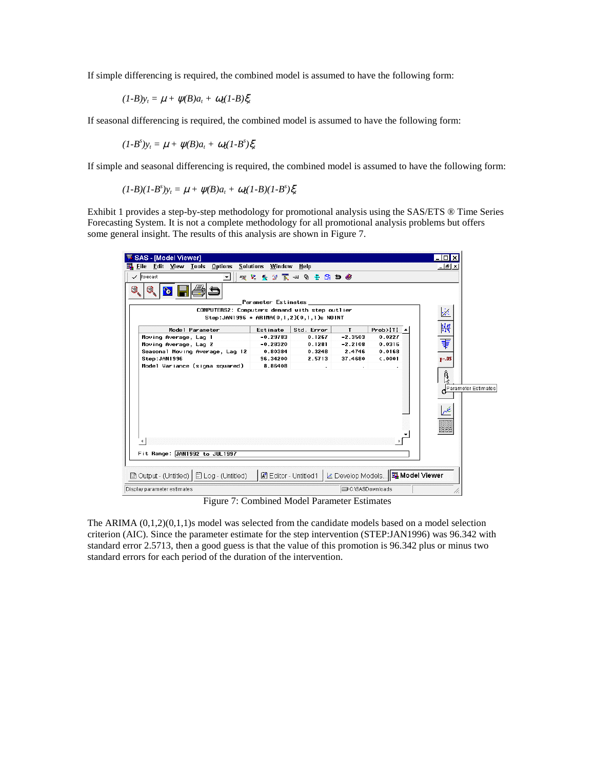If simple differencing is required, the combined model is assumed to have the following form:

$$(1-B)y_t = \mu + \psi(B)a_t + \omega_t(1-B)\xi_t$$

If seasonal differencing is required, the combined model is assumed to have the following form:

$$(1-B^s)y_t = \mu + \psi(B)a_t + \omega_t(1-B^s)\xi_t$$

If simple and seasonal differencing is required, the combined model is assumed to have the following form:

$$(1-B)(1-B^s)y_t = \mu + \psi(B)a_t + \omega_t(1-B)(1-B^s)\xi_t$$

Exhibit 1 provides a step-by-step methodology for promotional analysis using the SAS/ETS ® Time Series Forecasting System. It is not a complete methodology for all promotional analysis problems but offers some general insight. The results of this analysis are shown in Figure 7.

Parameter Estimates

COMPUTERS2: Computers demand with step outlier
Step:JAN1996 + ARIMA(0,1,2)(0,1,1)s NOINT

| Model Parameter | Estimate | Std. Error | T | Prob>\|T\| |
|---|---|---|---|---|
| Moving Average, Lag 1 | -0.29783 | 0.1267 | -2.3503 | 0.0227 |
| Moving Average, Lag 2 | -0.28320 | 0.1281 | -2.2108 | 0.0316 |
| Seasonal Moving Average, Lag 12 | 0.80384 | 0.3248 | 2.4746 | 0.0168 |
| Step:JAN1996 | 96.34200 | 2.5713 | 37.4680 | <.0001 |
| Model Variance (sigma squared) | 8.86408 | . | . | . |

Fit Range: JAN1992 to JUL1997

Figure 7: Combined Model Parameter Estimates

The ARIMA (0,1,2)(0,1,1)s model was selected from the candidate models based on a model selection criterion (AIC). Since the parameter estimate for the step intervention (STEP:JAN1996) was 96.342 with standard error 2.5713, then a good guess is that the value of this promotion is 96.342 plus or minus two standard errors for each period of the duration of the intervention.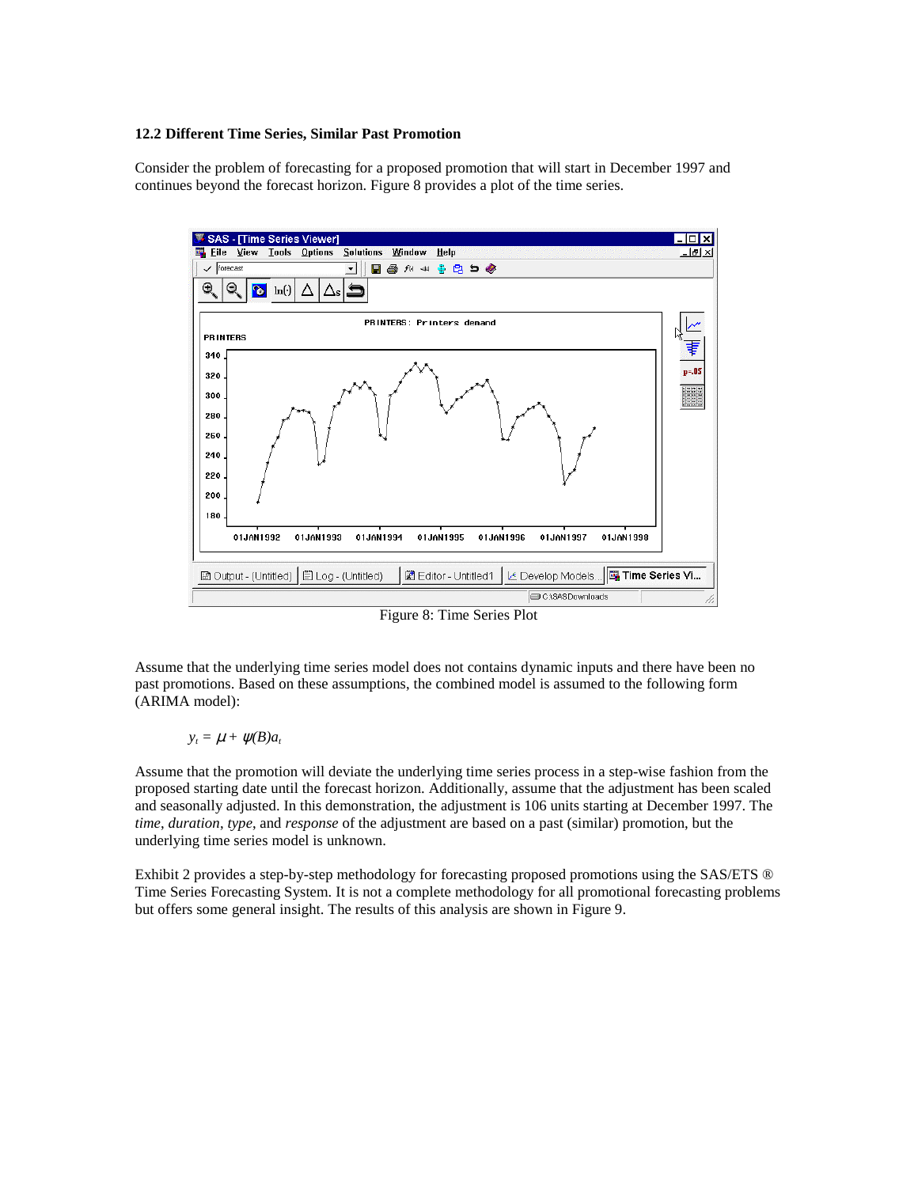### 12.2 Different Time Series, Similar Past Promotion

Consider the problem of forecasting for a proposed promotion that will start in December 1997 and continues beyond the forecast horizon. Figure 8 provides a plot of the time series.

Figure 8: Time Series Plot

Assume that the underlying time series model does not contains dynamic inputs and there have been no past promotions. Based on these assumptions, the combined model is assumed to the following form (ARIMA model):

$$y_t = \mu + \psi(B)a_t$$

Assume that the promotion will deviate the underlying time series process in a step-wise fashion from the proposed starting date until the forecast horizon. Additionally, assume that the adjustment has been scaled and seasonally adjusted. In this demonstration, the adjustment is 106 units starting at December 1997. The *time*, *duration*, *type*, and *response* of the adjustment are based on a past (similar) promotion, but the underlying time series model is unknown.

Exhibit 2 provides a step-by-step methodology for forecasting proposed promotions using the SAS/ETS ® Time Series Forecasting System. It is not a complete methodology for all promotional forecasting problems but offers some general insight. The results of this analysis are shown in Figure 9.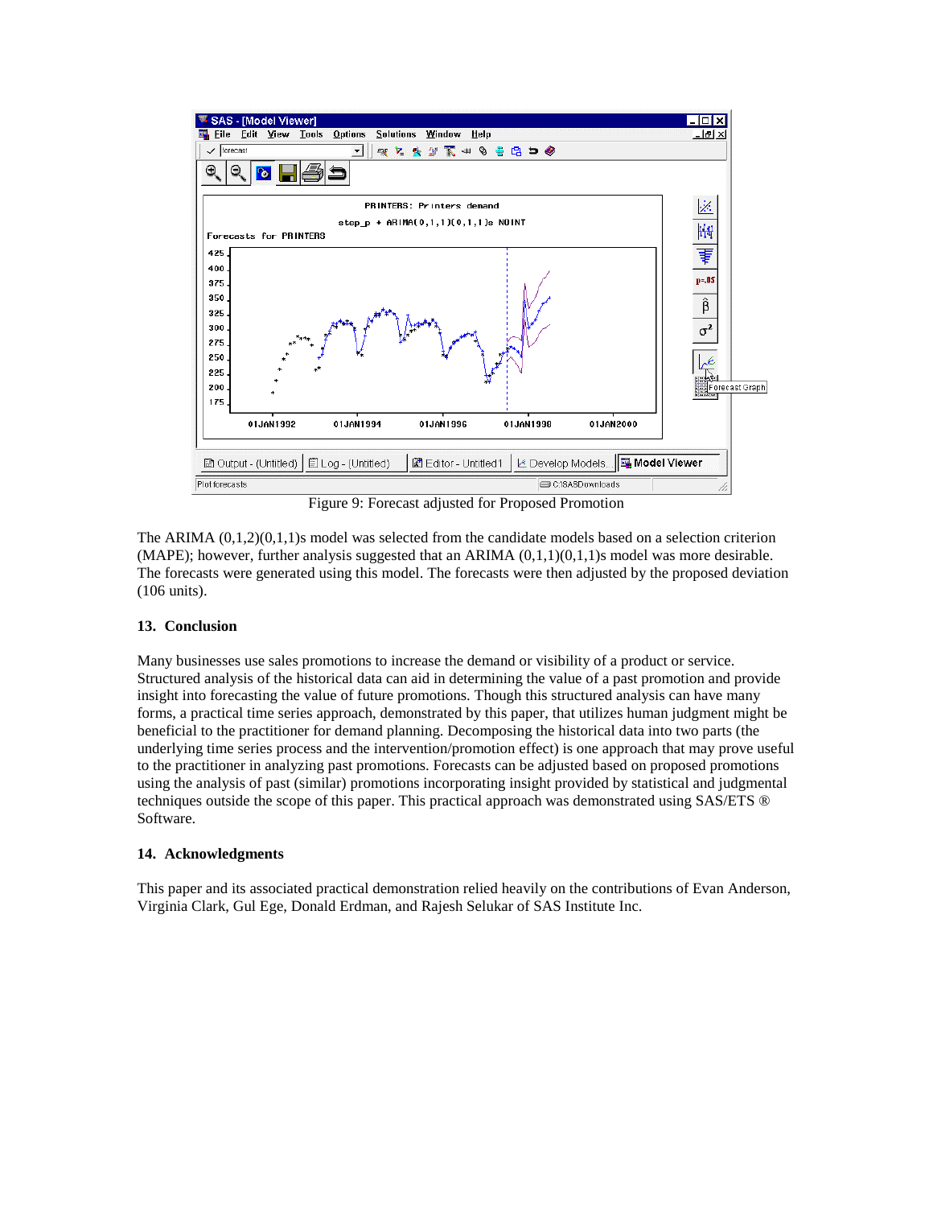Figure 9: Forecast adjusted for Proposed Promotion

The ARIMA (0,1,2)(0,1,1)s model was selected from the candidate models based on a selection criterion (MAPE); however, further analysis suggested that an ARIMA (0,1,1)(0,1,1)s model was more desirable. The forecasts were generated using this model. The forecasts were then adjusted by the proposed deviation (106 units).

## 13. Conclusion

Many businesses use sales promotions to increase the demand or visibility of a product or service. Structured analysis of the historical data can aid in determining the value of a past promotion and provide insight into forecasting the value of future promotions. Though this structured analysis can have many forms, a practical time series approach, demonstrated by this paper, that utilizes human judgment might be beneficial to the practitioner for demand planning. Decomposing the historical data into two parts (the underlying time series process and the intervention/promotion effect) is one approach that may prove useful to the practitioner in analyzing past promotions. Forecasts can be adjusted based on proposed promotions using the analysis of past (similar) promotions incorporating insight provided by statistical and judgmental techniques outside the scope of this paper. This practical approach was demonstrated using SAS/ETS ® Software.

## 14. Acknowledgments

This paper and its associated practical demonstration relied heavily on the contributions of Evan Anderson, Virginia Clark, Gul Ege, Donald Erdman, and Rajesh Selukar of SAS Institute Inc.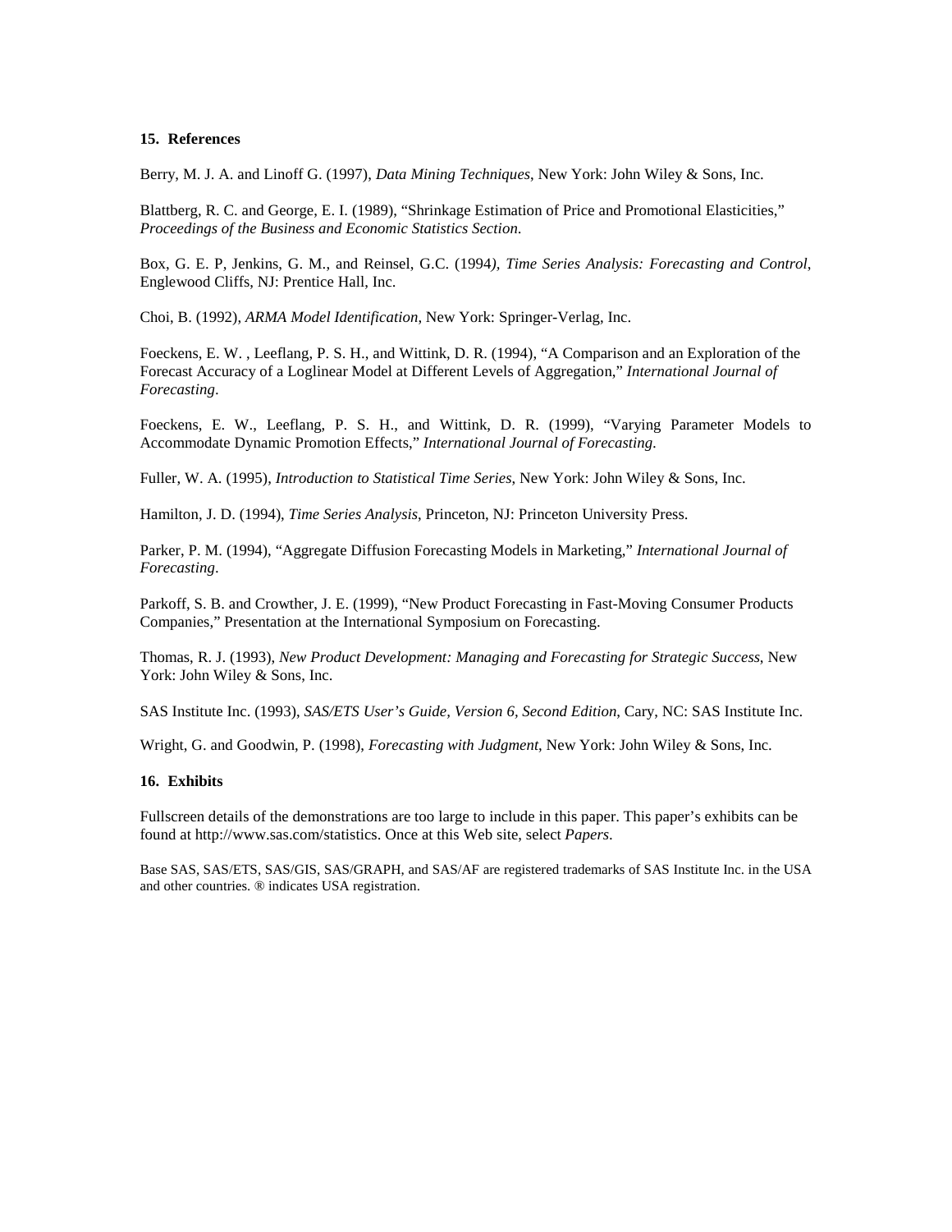## 15. References

Berry, M. J. A. and Linoff G. (1997), *Data Mining Techniques*, New York: John Wiley & Sons, Inc.

Blattberg, R. C. and George, E. I. (1989), "Shrinkage Estimation of Price and Promotional Elasticities," *Proceedings of the Business and Economic Statistics Section*.

Box, G. E. P, Jenkins, G. M., and Reinsel, G.C. (1994*), Time Series Analysis: Forecasting and Control*, Englewood Cliffs, NJ: Prentice Hall, Inc.

Choi, B. (1992), *ARMA Model Identification*, New York: Springer-Verlag, Inc.

Foeckens, E. W. , Leeflang, P. S. H., and Wittink, D. R. (1994), "A Comparison and an Exploration of the Forecast Accuracy of a Loglinear Model at Different Levels of Aggregation," *International Journal of Forecasting*.

Foeckens, E. W., Leeflang, P. S. H., and Wittink, D. R. (1999), "Varying Parameter Models to Accommodate Dynamic Promotion Effects," *International Journal of Forecasting*.

Fuller, W. A. (1995), *Introduction to Statistical Time Series*, New York: John Wiley & Sons, Inc.

Hamilton, J. D. (1994), *Time Series Analysis*, Princeton, NJ: Princeton University Press.

Parker, P. M. (1994), "Aggregate Diffusion Forecasting Models in Marketing," *International Journal of Forecasting*.

Parkoff, S. B. and Crowther, J. E. (1999), "New Product Forecasting in Fast-Moving Consumer Products Companies," Presentation at the International Symposium on Forecasting.

Thomas, R. J. (1993), *New Product Development: Managing and Forecasting for Strategic Success*, New York: John Wiley & Sons, Inc.

SAS Institute Inc. (1993), *SAS/ETS User's Guide, Version 6, Second Edition*, Cary, NC: SAS Institute Inc.

Wright, G. and Goodwin, P. (1998), *Forecasting with Judgment*, New York: John Wiley & Sons, Inc.

## 16. Exhibits

Fullscreen details of the demonstrations are too large to include in this paper. This paper's exhibits can be found at http://www.sas.com/statistics. Once at this Web site, select *Papers*.

Base SAS, SAS/ETS, SAS/GIS, SAS/GRAPH, and SAS/AF are registered trademarks of SAS Institute Inc. in the USA and other countries. ® indicates USA registration.